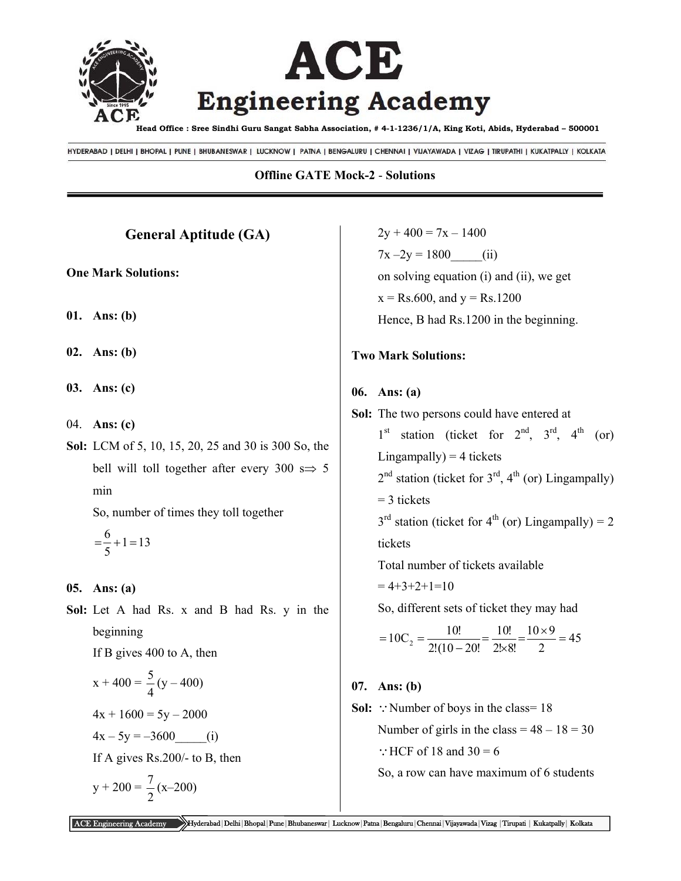**Offline GATE Mock-2 - Solutions**

## General Aptitude (GA)

### One Mark Solutions:

**01. Ans: (b)**

**02. Ans: (b)**

**03. Ans: (c)**

04. **Ans: (c)**

**Sol:** LCM of 5, 10, 15, 20, 25 and 30 is 300 So, the bell will toll together after every 300 s $\Rightarrow$ 5 min

So, number of times they toll together

$= \frac{6}{5} + 1 = 13$

**05. Ans: (a)**

**Sol:** Let A had Rs. x and B had Rs. y in the beginning

If B gives 400 to A, then

$x + 400 = \frac{5}{4}(y - 400)$

$4x + 1600 = 5y - 2000$

$4x - 5y = -3600$\_\_\_\_\_(i)

If A gives Rs.200/- to B, then

$y + 200 = \frac{7}{2}(x - 200)$

$2y + 400 = 7x - 1400$

$7x - 2y = 1800$\_\_\_\_\_(ii)

on solving equation (i) and (ii), we get

x = Rs.600, and y = Rs.1200

Hence, B had Rs.1200 in the beginning.

### Two Mark Solutions:

**06. Ans: (a)**

**Sol:** The two persons could have entered at

1st station (ticket for 2nd, 3rd, 4th (or) Lingampally) = 4 tickets

2nd station (ticket for 3rd, 4th (or) Lingampally) = 3 tickets

3rd station (ticket for 4th (or) Lingampally) = 2 tickets

Total number of tickets available

= 4+3+2+1=10

So, different sets of ticket they may had

$= 10C_2 = \frac{10!}{2!(10-20!} = \frac{10!}{2! \times 8!} = \frac{10 \times 9}{2} = 45$

**07. Ans: (b)**

**Sol:** $\because$ Number of boys in the class= 18

Number of girls in the class = 48 – 18 = 30

$\because$ HCF of 18 and 30 = 6

So, a row can have maximum of 6 students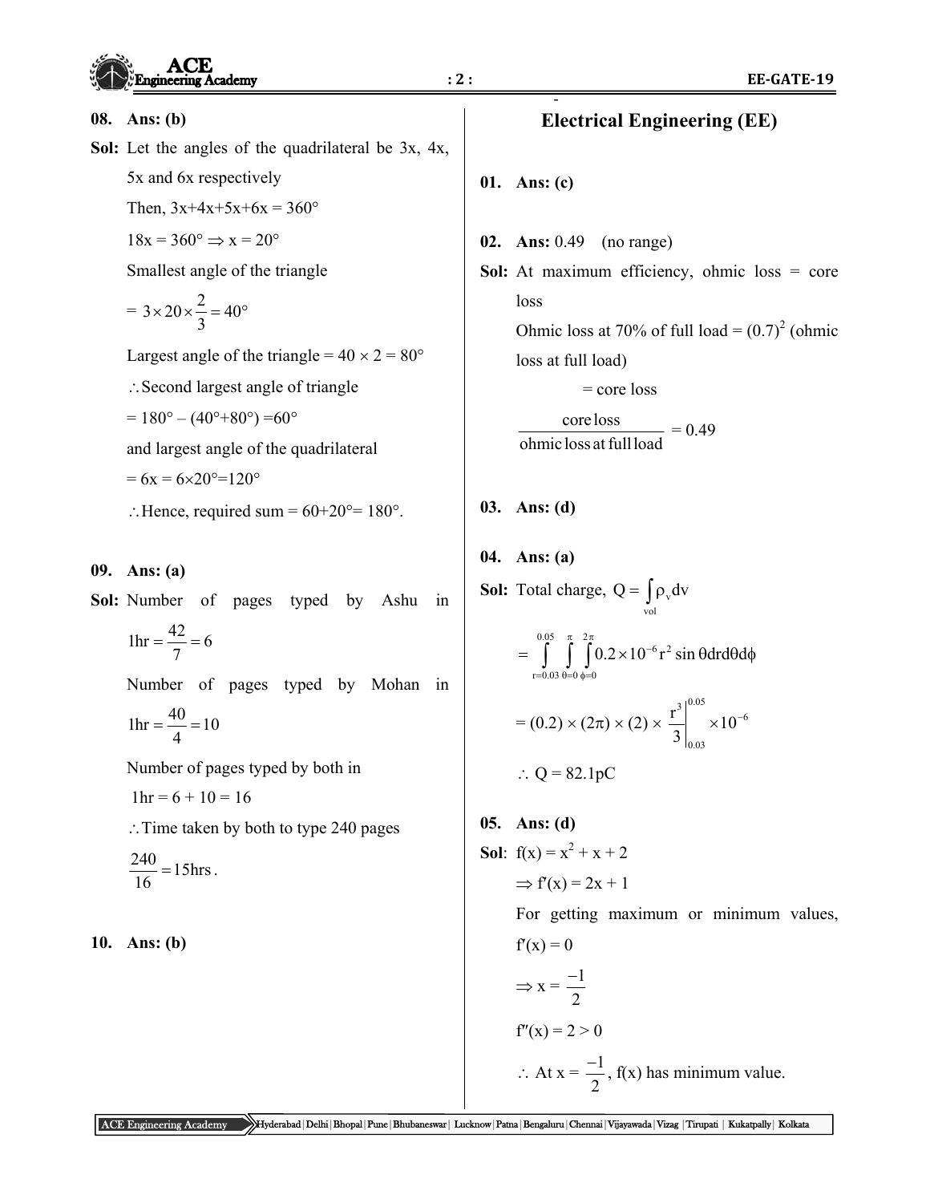**08. Ans: (b)**

**Sol:** Let the angles of the quadrilateral be 3x, 4x, 5x and 6x respectively

Then, $3x+4x+5x+6x = 360°$

$18x = 360° \Rightarrow x = 20°$

Smallest angle of the triangle

$= 3\times 20\times\frac{2}{3} = 40°$

Largest angle of the triangle = $40 \times 2 = 80°$

$\therefore$ Second largest angle of triangle

$= 180° – (40°+80°) = 60°$

and largest angle of the quadrilateral

$= 6x = 6\times20° = 120°$

$\therefore$ Hence, required sum = $60+20° = 180°$.

**09. Ans: (a)**

**Sol:** Number of pages typed by Ashu in $1\text{hr} = \frac{42}{7} = 6$

Number of pages typed by Mohan in $1\text{hr} = \frac{40}{4} = 10$

Number of pages typed by both in $1\text{hr} = 6 + 10 = 16$

$\therefore$ Time taken by both to type 240 pages

$\frac{240}{16} = 15\text{hrs}$.

**10. Ans: (b)**

## Electrical Engineering (EE)

**01. Ans: (c)**

**02. Ans:** 0.49 (no range)

**Sol:** At maximum efficiency, ohmic loss = core loss

Ohmic loss at 70% of full load = $(0.7)^2$ (ohmic loss at full load)

= core loss

$$\frac{\text{core loss}}{\text{ohmic loss at full load}} = 0.49$$

**03. Ans: (d)**

**04. Ans: (a)**

**Sol:** Total charge, $Q = \int_{\text{vol}} \rho_v dv$

$$= \int_{r=0.03}^{0.05}\int_{\theta=0}^{\pi}\int_{\phi=0}^{2\pi} 0.2\times10^{-6} r^2 \sin\theta dr d\theta d\phi$$

$$= (0.2)\times(2\pi)\times(2)\times \left.\frac{r^3}{3}\right|_{0.03}^{0.05} \times 10^{-6}$$

$\therefore$ Q = 82.1pC

**05. Ans: (d)**

**Sol**: $f(x) = x^2 + x + 2$

$\Rightarrow f'(x) = 2x + 1$

For getting maximum or minimum values, $f'(x) = 0$

$\Rightarrow x = \frac{-1}{2}$

$f''(x) = 2 > 0$

$\therefore$ At $x = \frac{-1}{2}$, f(x) has minimum value.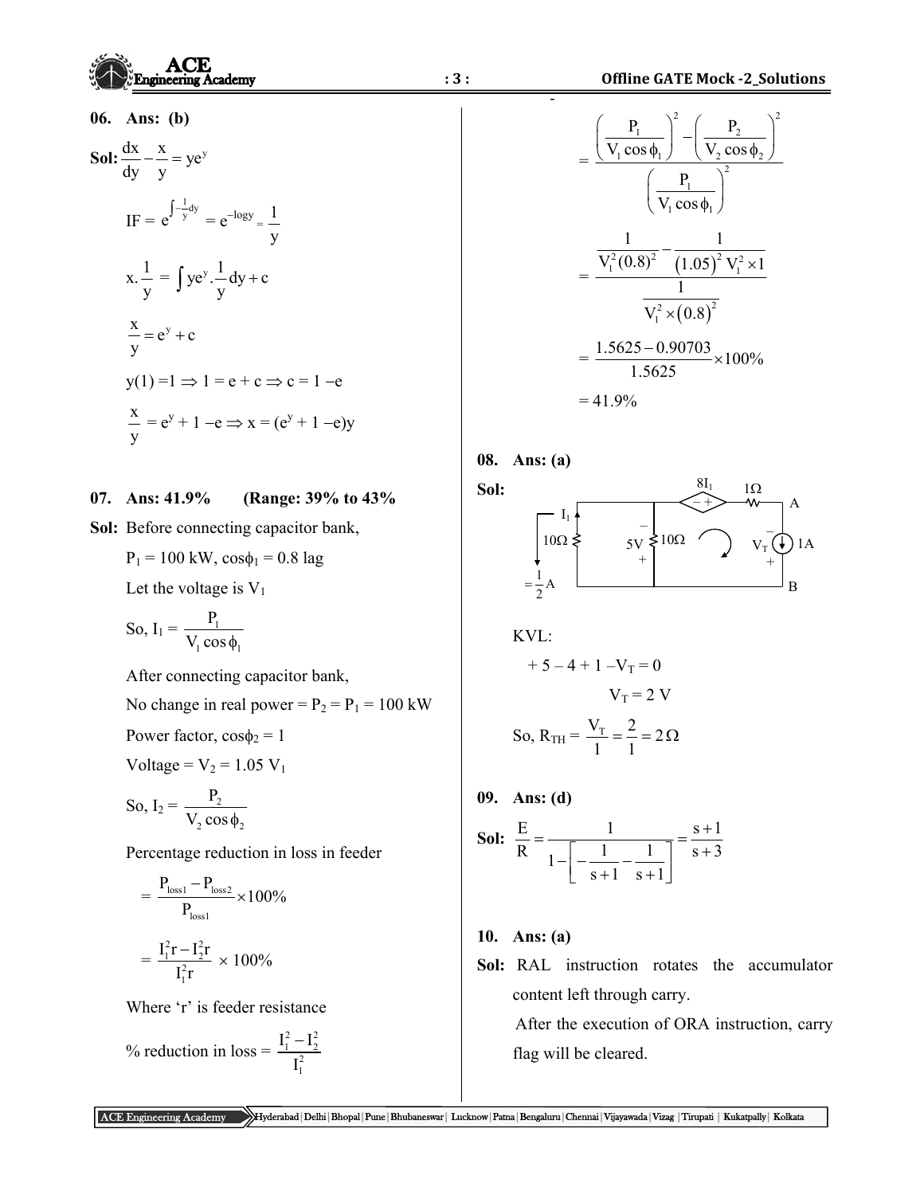**06. Ans: (b)**

**Sol:** $\dfrac{dx}{dy} - \dfrac{x}{y} = ye^y$

$$IF = e^{\int -\frac{1}{y}dy} = e^{-\log y} = \frac{1}{y}$$

$$x.\frac{1}{y} = \int ye^y.\frac{1}{y}dy + c$$

$$\frac{x}{y} = e^y + c$$

$y(1) = 1 \Rightarrow 1 = e + c \Rightarrow c = 1 - e$

$$\frac{x}{y} = e^y + 1 - e \Rightarrow x = (e^y + 1 - e)y$$

**07. Ans: 41.9% (Range: 39% to 43%**

**Sol:** Before connecting capacitor bank,

$P_1 = 100$ kW, $\cos\phi_1 = 0.8$ lag

Let the voltage is $V_1$

So, $I_1 = \dfrac{P_1}{V_1 \cos\phi_1}$

After connecting capacitor bank,

No change in real power = $P_2 = P_1 = 100$ kW

Power factor, $\cos\phi_2 = 1$

Voltage = $V_2 = 1.05\, V_1$

So, $I_2 = \dfrac{P_2}{V_2 \cos\phi_2}$

Percentage reduction in loss in feeder

$$= \frac{P_{loss1} - P_{loss2}}{P_{loss1}} \times 100\%$$

$$= \frac{I_1^2 r - I_2^2 r}{I_1^2 r} \times 100\%$$

Where 'r' is feeder resistance

% reduction in loss = $\dfrac{I_1^2 - I_2^2}{I_1^2}$

$$= \frac{\left(\dfrac{P_1}{V_1\cos\phi_1}\right)^2 - \left(\dfrac{P_2}{V_2\cos\phi_2}\right)^2}{\left(\dfrac{P_1}{V_1\cos\phi_1}\right)^2}$$

$$= \frac{\dfrac{1}{V_1^2(0.8)^2} - \dfrac{1}{(1.05)^2 V_1^2 \times 1}}{\dfrac{1}{V_1^2 \times (0.8)^2}}$$

$$= \frac{1.5625 - 0.90703}{1.5625} \times 100\%$$

$= 41.9\%$

**08. Ans: (a)**

**Sol:**

8I₁
1Ω
A
I₁
10Ω
5V
10Ω
V_T
1A
$= \frac{1}{2}$A
B

KVL:

$$+5 - 4 + 1 - V_T = 0$$

$$V_T = 2\text{ V}$$

So, $R_{TH} = \dfrac{V_T}{1} = \dfrac{2}{1} = 2\,\Omega$

**09. Ans: (d)**

**Sol:** $\dfrac{E}{R} = \dfrac{1}{1 - \left[-\dfrac{1}{s+1} - \dfrac{1}{s+1}\right]} = \dfrac{s+1}{s+3}$

**10. Ans: (a)**

**Sol:** RAL instruction rotates the accumulator content left through carry.

After the execution of ORA instruction, carry flag will be cleared.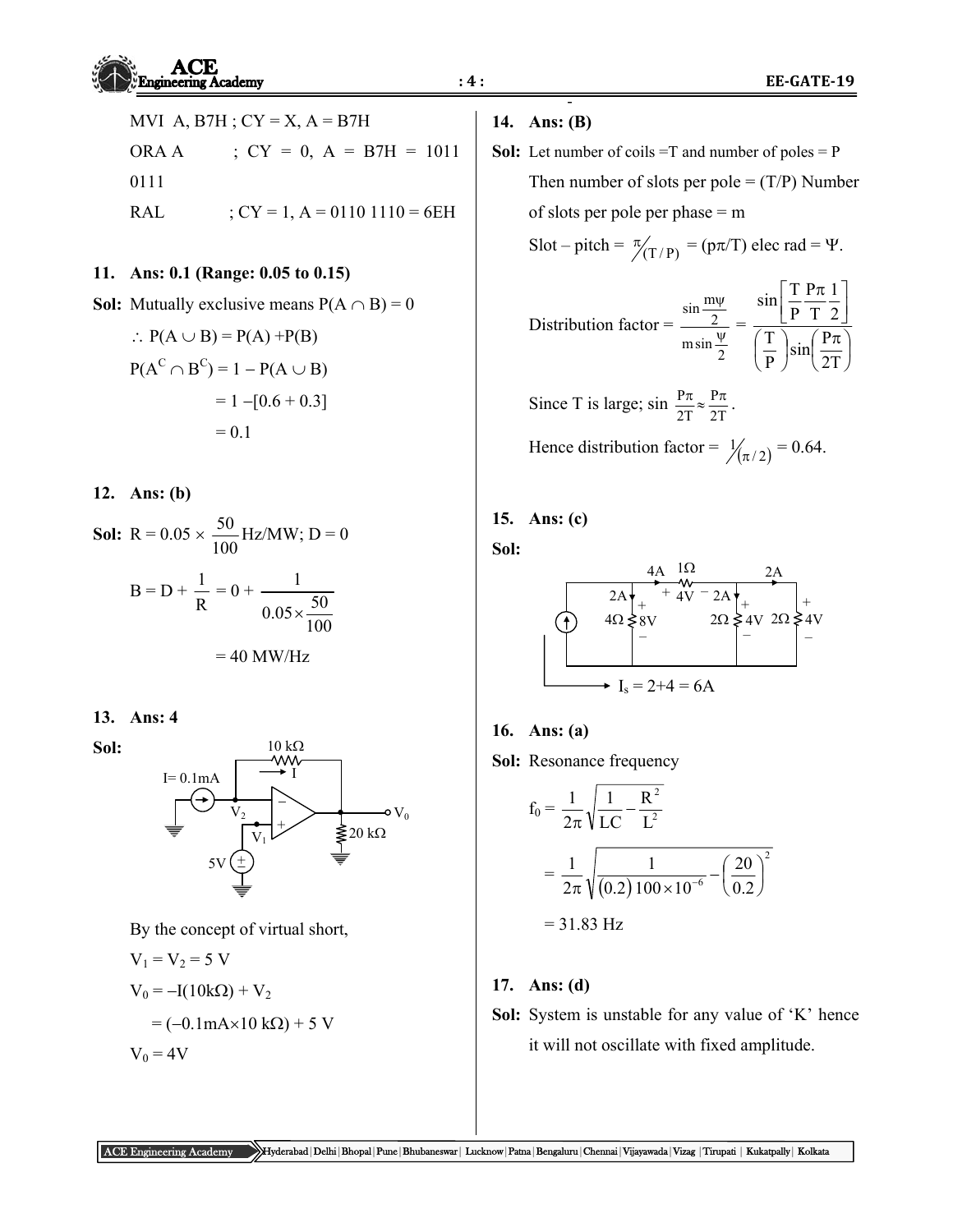MVI A, B7H ; CY = X, A = B7H

ORA A ; CY = 0, A = B7H = 1011 0111

RAL ; CY = 1, A = 0110 1110 = 6EH

**11. Ans: 0.1 (Range: 0.05 to 0.15)**

**Sol:** Mutually exclusive means $P(A \cap B) = 0$

$\therefore P(A \cup B) = P(A) + P(B)$

$P(A^C \cap B^C) = 1 - P(A \cup B)$

$= 1 - [0.6 + 0.3]$

$= 0.1$

**12. Ans: (b)**

**Sol:** $R = 0.05 \times \frac{50}{100}$ Hz/MW; D = 0

$B = D + \frac{1}{R} = 0 + \frac{1}{0.05 \times \frac{50}{100}}$

$= 40$ MW/Hz

**13. Ans: 4**

**Sol:**

I= 0.1mA
10 kΩ
I
$V_2$
$V_1$
$V_0$
20 kΩ
5V

By the concept of virtual short,

$V_1 = V_2 = 5$ V

$V_0 = -I(10k\Omega) + V_2$

$= (-0.1\text{mA} \times 10\text{ k}\Omega) + 5$ V

$V_0 = 4$V

**14. Ans: (B)**

**Sol:** Let number of coils =T and number of poles = P

Then number of slots per pole = (T/P) Number of slots per pole per phase = m

Slot – pitch = $\pi/(T/P)$ = ($p\pi/T$) elec rad = $\Psi$.

Distribution factor = $\frac{\sin\frac{m\psi}{2}}{m\sin\frac{\psi}{2}} = \frac{\sin\left[\frac{T}{P}\frac{P\pi}{T}\frac{1}{2}\right]}{\left(\frac{T}{P}\right)\sin\left(\frac{P\pi}{2T}\right)}$

Since T is large; $\sin\frac{P\pi}{2T} \approx \frac{P\pi}{2T}$.

Hence distribution factor = $1/(\pi/2)$ = 0.64.

**15. Ans: (c)**

**Sol:**

4A 1Ω 2A
2A + 4V − 2A
4Ω 8V 2Ω 4V 2Ω 4V

$I_s = 2+4 = 6$A

**16. Ans: (a)**

**Sol:** Resonance frequency

$$f_0 = \frac{1}{2\pi}\sqrt{\frac{1}{LC} - \frac{R^2}{L^2}}$$

$$= \frac{1}{2\pi}\sqrt{\frac{1}{(0.2)100\times10^{-6}} - \left(\frac{20}{0.2}\right)^2}$$

= 31.83 Hz

**17. Ans: (d)**

**Sol:** System is unstable for any value of 'K' hence it will not oscillate with fixed amplitude.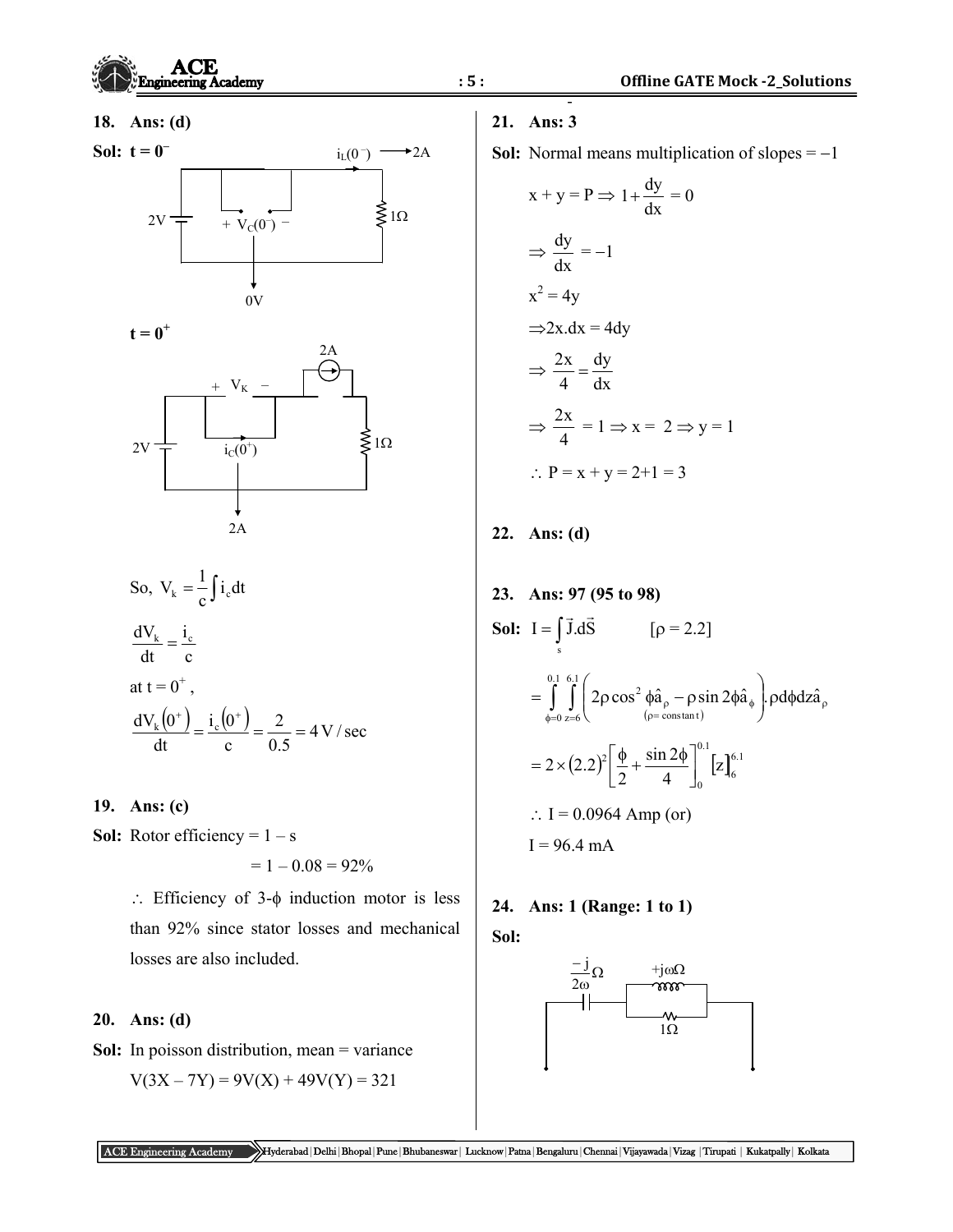**18. Ans: (d)**

**Sol:** $t = 0^-$

$i_L(0^-) \longrightarrow 2A$

2V

$+ \; V_C(0^-) \; -$

1Ω

0V

$t = 0^+$

2A

$+ \; V_K \; -$

2V

$i_C(0^+)$

1Ω

2A

So, $V_k = \frac{1}{c}\int i_c dt$

$$\frac{dV_k}{dt} = \frac{i_c}{c}$$

at $t = 0^+$,

$$\frac{dV_k(0^+)}{dt} = \frac{i_c(0^+)}{c} = \frac{2}{0.5} = 4\,V/\sec$$

**19. Ans: (c)**

**Sol:** Rotor efficiency = 1 – s

$= 1 - 0.08 = 92\%$

$\therefore$ Efficiency of 3-$\phi$ induction motor is less than 92% since stator losses and mechanical losses are also included.

**20. Ans: (d)**

**Sol:** In poisson distribution, mean = variance

$V(3X - 7Y) = 9V(X) + 49V(Y) = 321$

**21. Ans: 3**

**Sol:** Normal means multiplication of slopes = –1

$$x + y = P \Rightarrow 1 + \frac{dy}{dx} = 0$$

$$\Rightarrow \frac{dy}{dx} = -1$$

$x^2 = 4y$

$\Rightarrow 2x.dx = 4dy$

$$\Rightarrow \frac{2x}{4} = \frac{dy}{dx}$$

$$\Rightarrow \frac{2x}{4} = 1 \Rightarrow x = 2 \Rightarrow y = 1$$

$\therefore P = x + y = 2+1 = 3$

**22. Ans: (d)**

**23. Ans: 97 (95 to 98)**

**Sol:** $I = \int_s \vec{J}.d\vec{S}$ $\qquad [\rho = 2.2]$

$$= \int_{\phi=0}^{0.1}\int_{z=6}^{6.1}\left(2\rho\cos^2\phi\hat{a}_\rho - \rho\sin 2\phi\hat{a}_\phi\right).\rho d\phi dz\hat{a}_\rho \quad (\rho = \text{constant})$$

$$= 2\times(2.2)^2\left[\frac{\phi}{2} + \frac{\sin 2\phi}{4}\right]_0^{0.1}[z]_6^{6.1}$$

$\therefore$ I = 0.0964 Amp (or)

I = 96.4 mA

**24. Ans: 1 (Range: 1 to 1)**

**Sol:**

$\frac{-j}{2\omega}\Omega$ $\qquad +j\omega\Omega$

1Ω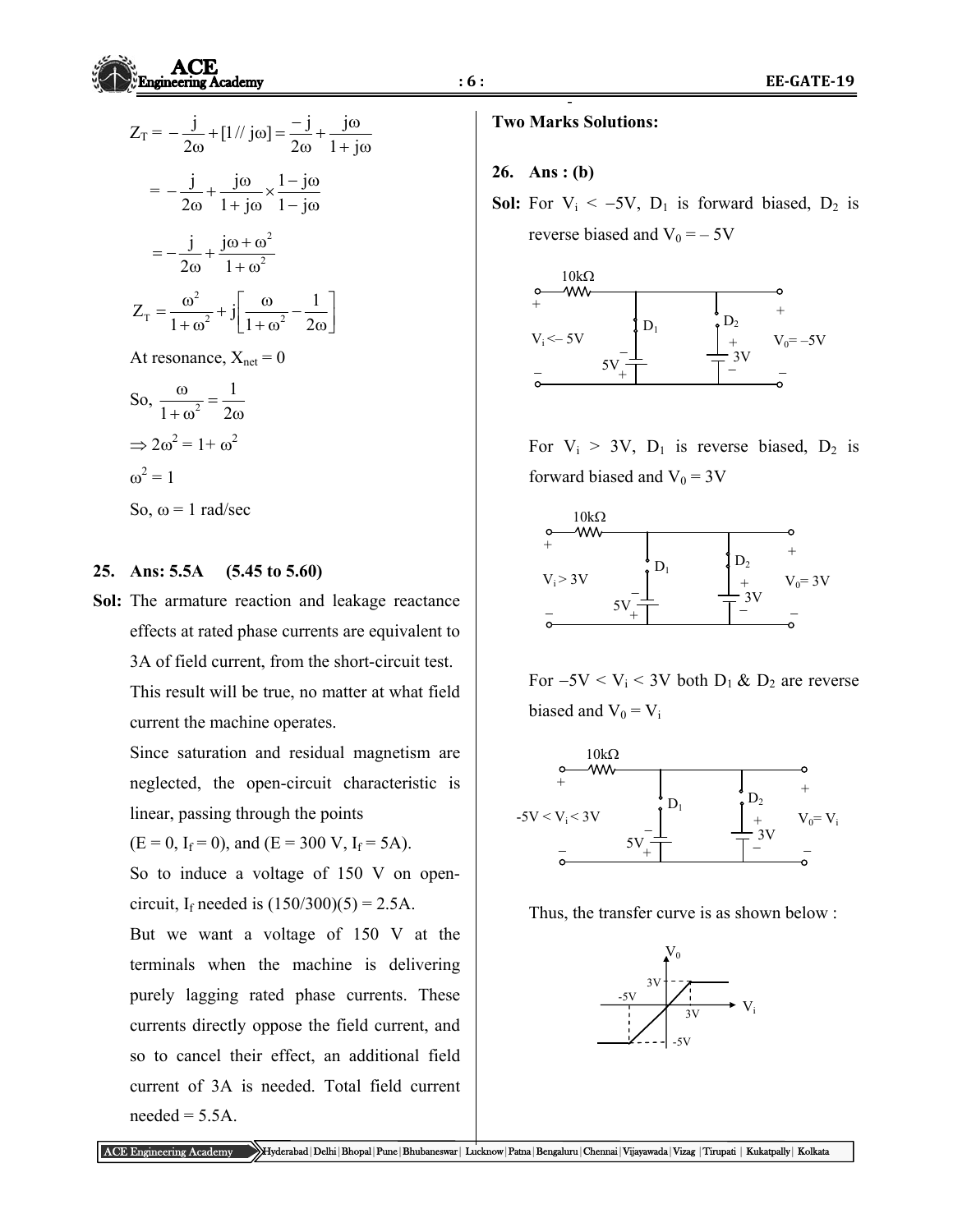$$Z_T = -\frac{j}{2\omega} + [1 // j\omega] = \frac{-j}{2\omega} + \frac{j\omega}{1+j\omega}$$

$$= -\frac{j}{2\omega} + \frac{j\omega}{1+j\omega} \times \frac{1-j\omega}{1-j\omega}$$

$$= -\frac{j}{2\omega} + \frac{j\omega + \omega^2}{1+\omega^2}$$

$$Z_T = \frac{\omega^2}{1+\omega^2} + j\left[\frac{\omega}{1+\omega^2} - \frac{1}{2\omega}\right]$$

At resonance, $X_{net} = 0$

So, $\frac{\omega}{1+\omega^2} = \frac{1}{2\omega}$

$\Rightarrow 2\omega^2 = 1 + \omega^2$

$\omega^2 = 1$

So, $\omega = 1$ rad/sec

**25. Ans: 5.5A (5.45 to 5.60)**

**Sol:** The armature reaction and leakage reactance effects at rated phase currents are equivalent to 3A of field current, from the short-circuit test.

This result will be true, no matter at what field current the machine operates.

Since saturation and residual magnetism are neglected, the open-circuit characteristic is linear, passing through the points

($E = 0$, $I_f = 0$), and ($E = 300$ V, $I_f = 5$A).

So to induce a voltage of 150 V on open-circuit, $I_f$ needed is (150/300)(5) = 2.5A.

But we want a voltage of 150 V at the terminals when the machine is delivering purely lagging rated phase currents. These currents directly oppose the field current, and so to cancel their effect, an additional field current of 3A is needed. Total field current needed = 5.5A.

**Two Marks Solutions:**

**26. Ans : (b)**

**Sol:** For $V_i < -5V$, $D_1$ is forward biased, $D_2$ is reverse biased and $V_0 = -5V$

10kΩ
$V_i < -5V$
$D_1$
5V
$D_2$
3V
$V_0 = -5V$

For $V_i > 3V$, $D_1$ is reverse biased, $D_2$ is forward biased and $V_0 = 3V$

10kΩ
$V_i > 3V$
$D_1$
5V
$D_2$
3V
$V_0 = 3V$

For $-5V < V_i < 3V$ both $D_1$ & $D_2$ are reverse biased and $V_0 = V_i$

10kΩ
$-5V < V_i < 3V$
$D_1$
5V
$D_2$
3V
$V_0 = V_i$

Thus, the transfer curve is as shown below :

$V_0$
3V
-5V
3V
-5V
$V_i$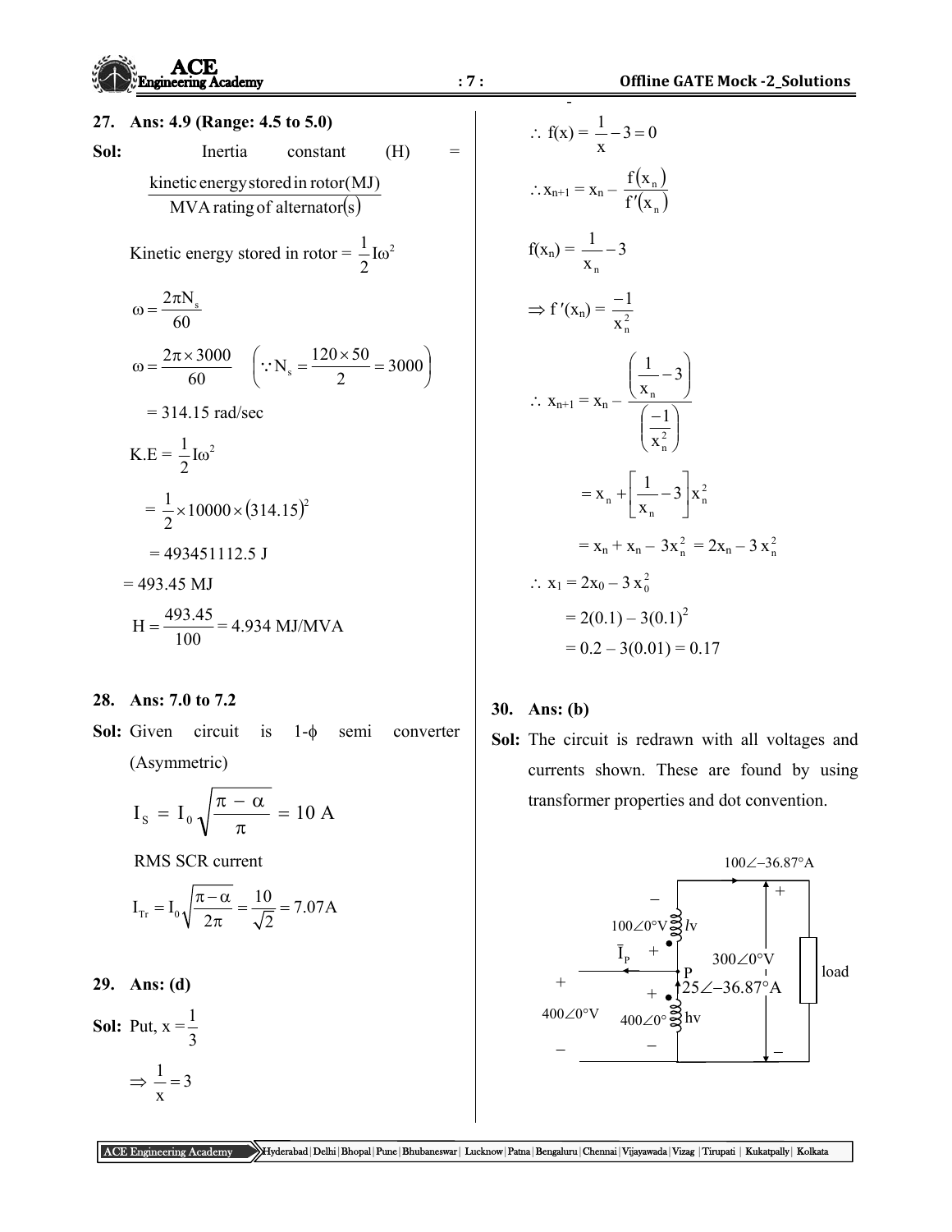**27. Ans: 4.9 (Range: 4.5 to 5.0)**

**Sol:** Inertia constant (H) = $\dfrac{\text{kinetic energy stored in rotor(MJ)}}{\text{MVA rating of alternator(s)}}$

Kinetic energy stored in rotor = $\frac{1}{2}I\omega^2$

$$\omega = \frac{2\pi N_s}{60}$$

$$\omega = \frac{2\pi\times 3000}{60} \quad \left(\because N_s = \frac{120\times 50}{2} = 3000\right)$$

= 314.15 rad/sec

$$K.E = \frac{1}{2}I\omega^2$$

$$= \frac{1}{2}\times 10000 \times (314.15)^2$$

= 493451112.5 J

= 493.45 MJ

$$H = \frac{493.45}{100} = 4.934 \text{ MJ/MVA}$$

**28. Ans: 7.0 to 7.2**

**Sol:** Given circuit is 1-$\phi$ semi converter (Asymmetric)

$$I_S = I_0\sqrt{\frac{\pi-\alpha}{\pi}} = 10 \text{ A}$$

RMS SCR current

$$I_{Tr} = I_0\sqrt{\frac{\pi-\alpha}{2\pi}} = \frac{10}{\sqrt{2}} = 7.07\text{A}$$

**29. Ans: (d)**

**Sol:** Put, $x = \frac{1}{3}$

$$\Rightarrow \frac{1}{x} = 3$$

$$\therefore f(x) = \frac{1}{x} - 3 = 0$$

$$\therefore x_{n+1} = x_n - \frac{f(x_n)}{f'(x_n)}$$

$$f(x_n) = \frac{1}{x_n} - 3$$

$$\Rightarrow f'(x_n) = \frac{-1}{x_n^2}$$

$$\therefore x_{n+1} = x_n - \frac{\left(\frac{1}{x_n} - 3\right)}{\left(\frac{-1}{x_n^2}\right)}$$

$$= x_n + \left[\frac{1}{x_n} - 3\right]x_n^2$$

$$= x_n + x_n - 3x_n^2 = 2x_n - 3x_n^2$$

$$\therefore x_1 = 2x_0 - 3x_0^2$$

$$= 2(0.1) - 3(0.1)^2$$

$$= 0.2 - 3(0.01) = 0.17$$

**30. Ans: (b)**

**Sol:** The circuit is redrawn with all voltages and currents shown. These are found by using transformer properties and dot convention.

100∠−36.87°A

100∠0°V lv

$\bar{I}_P$

300∠0°V

P

load

25∠−36.87°A

400∠0°V

400∠0° hv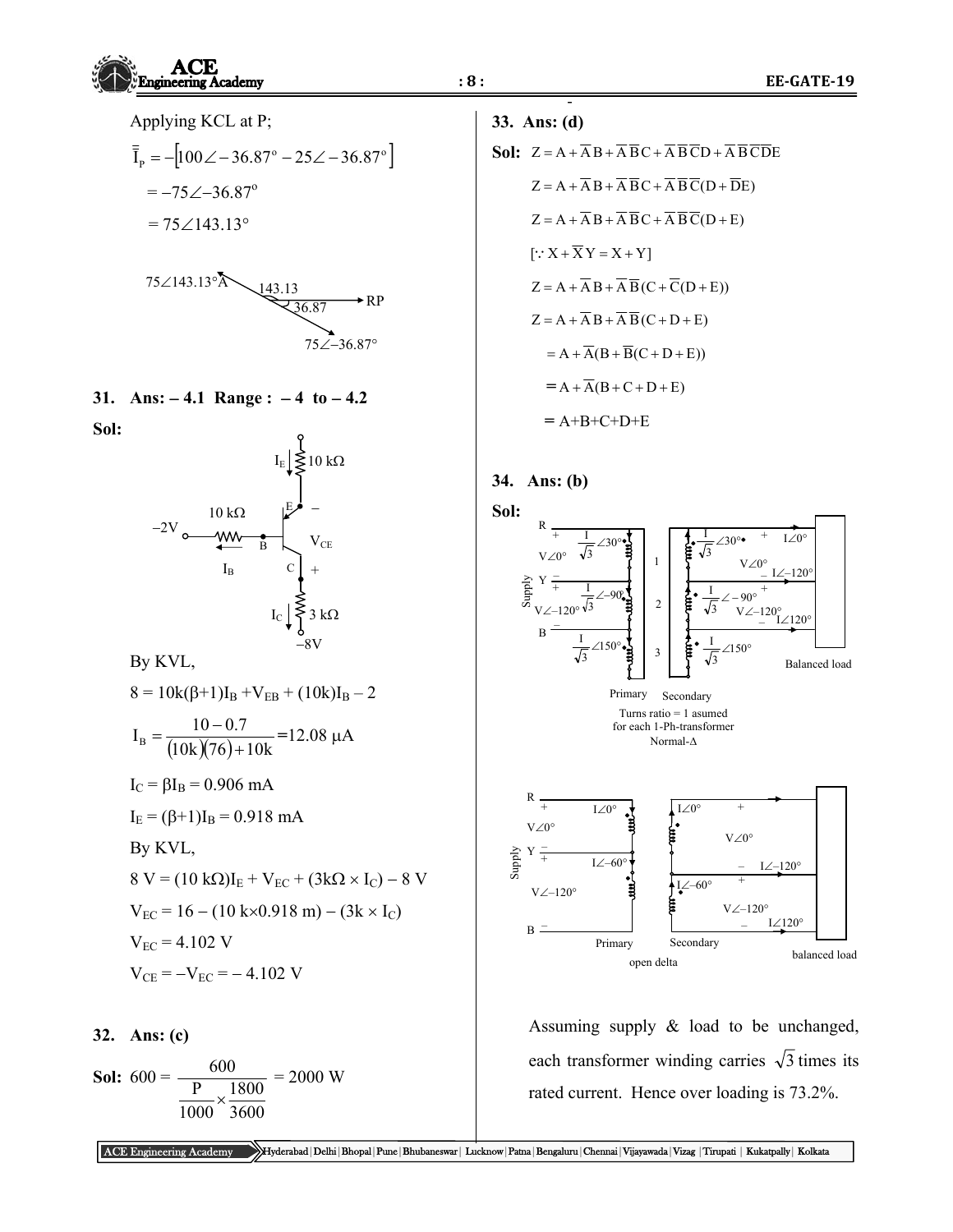Applying KCL at P;

$$\bar{\bar{I}}_P = -[100\angle-36.87^\circ - 25\angle-36.87^\circ]$$

$= -75\angle-36.87^\circ$

$= 75\angle143.13^\circ$

75∠143.13° A

143.13

36.87

RP

75∠−36.87°

**31. Ans: – 4.1 Range : – 4 to – 4.2**

**Sol:**

$I_E$ 10 kΩ

E –

10 kΩ

–2V

B

$V_{CE}$

$I_B$

C +

$I_C$ 3 kΩ

–8V

By KVL,

$8 = 10k(\beta+1)I_B + V_{EB} + (10k)I_B - 2$

$$I_B = \frac{10-0.7}{(10k)(76)+10k} = 12.08\ \mu A$$

$I_C = \beta I_B = 0.906$ mA

$I_E = (\beta+1)I_B = 0.918$ mA

By KVL,

$8\text{ V} = (10\text{ k}\Omega)I_E + V_{EC} + (3\text{k}\Omega \times I_C) - 8\text{ V}$

$V_{EC} = 16 - (10\text{ k}\times 0.918\text{ m}) - (3\text{k} \times I_C)$

$V_{EC} = 4.102$ V

$V_{CE} = -V_{EC} = -4.102$ V

**32. Ans: (c)**

**Sol:** $$600 = \frac{600}{\frac{P}{1000}\times\frac{1800}{3600}} = 2000\text{ W}$$

**33. Ans: (d)**

**Sol:** $Z = A + \bar{A}B + \bar{A}\bar{B}C + \bar{A}\bar{B}\bar{C}D + \bar{A}\bar{B}\bar{C}\bar{D}E$

$Z = A + \bar{A}B + \bar{A}\bar{B}C + \bar{A}\bar{B}\bar{C}(D + \bar{D}E)$

$Z = A + \bar{A}B + \bar{A}\bar{B}C + \bar{A}\bar{B}\bar{C}(D + E)$

$[\because X + \bar{X}Y = X + Y]$

$Z = A + \bar{A}B + \bar{A}\bar{B}(C + \bar{C}(D + E))$

$Z = A + \bar{A}B + \bar{A}\bar{B}(C + D + E)$

$= A + \bar{A}(B + \bar{B}(C + D + E))$

$= A + \bar{A}(B + C + D + E)$

$=$ A+B+C+D+E

**34. Ans: (b)**

**Sol:**

R, Y, B — Supply

$V\angle0^\circ$, $V\angle-120^\circ$

$\frac{I}{\sqrt{3}}\angle30^\circ$, $\frac{I}{\sqrt{3}}\angle-90^\circ$, $\frac{I}{\sqrt{3}}\angle150^\circ$

1, 2, 3

$I\angle0^\circ$, $I\angle-120^\circ$, $I\angle120^\circ$

$V\angle0^\circ$, $V\angle-120^\circ$

Balanced load

Primary Secondary

Turns ratio = 1 asumed for each 1-Ph-transformer

Normal-Δ

R, Y, B — Supply

$V\angle0^\circ$, $V\angle-120^\circ$

$I\angle0^\circ$, $I\angle-60^\circ$

$I\angle0^\circ$, $I\angle-60^\circ$

$V\angle0^\circ$, $V\angle-120^\circ$

$I\angle-120^\circ$, $I\angle120^\circ$

Primary Secondary

open delta

balanced load

Assuming supply & load to be unchanged, each transformer winding carries $\sqrt{3}$ times its rated current. Hence over loading is 73.2%.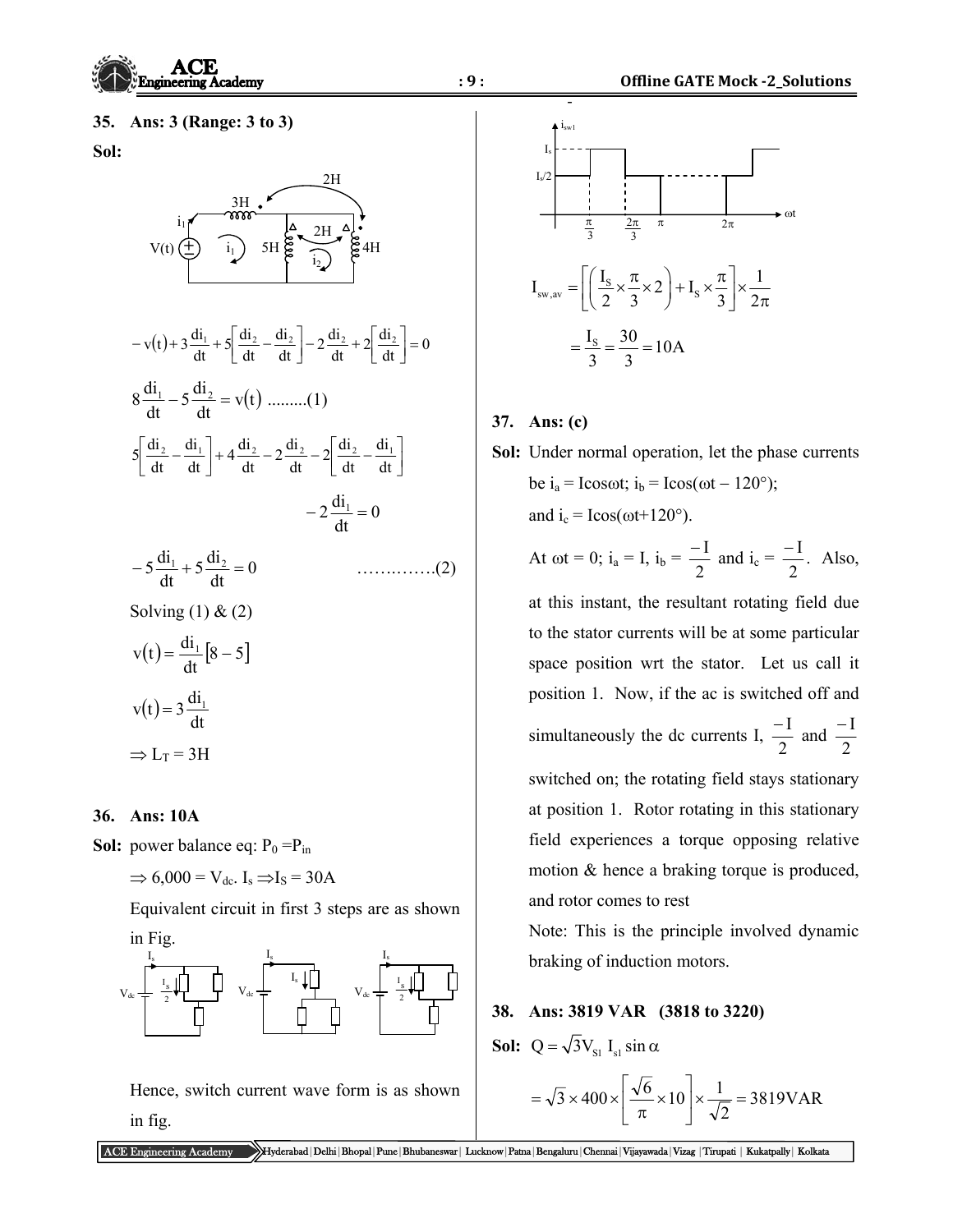**35. Ans: 3 (Range: 3 to 3)**

**Sol:**

3H
2H
2H
5H
4H
V(t)
$i_1$
$i_2$

$$-v(t)+3\frac{di_1}{dt}+5\left[\frac{di_2}{dt}-\frac{di_2}{dt}\right]-2\frac{di_2}{dt}+2\left[\frac{di_2}{dt}\right]=0$$

$$8\frac{di_1}{dt}-5\frac{di_2}{dt}=v(t) \text{ .........(1)}$$

$$5\left[\frac{di_2}{dt}-\frac{di_1}{dt}\right]+4\frac{di_2}{dt}-2\frac{di_2}{dt}-2\left[\frac{di_2}{dt}-\frac{di_1}{dt}\right]$$

$$-2\frac{di_1}{dt}=0$$

$$-5\frac{di_1}{dt}+5\frac{di_2}{dt}=0 \text{ ……….….(2)}$$

Solving (1) & (2)

$$v(t)=\frac{di_1}{dt}[8-5]$$

$$v(t)=3\frac{di_1}{dt}$$

$\Rightarrow L_T = 3H$

**36. Ans: 10A**

**Sol:** power balance eq: $P_0 = P_{in}$

$\Rightarrow 6,000 = V_{dc}.\, I_s \Rightarrow I_S = 30A$

Equivalent circuit in first 3 steps are as shown in Fig.

$I_s$
$V_{dc}$
$\frac{I_s}{2}$
$I_s$
$V_{dc}$
$I_s$
$I_s$
$V_{dc}$
$\frac{I_s}{2}$

Hence, switch current wave form is as shown in fig.

$i_{sw1}$
$I_s$
$I_s/2$
$\frac{\pi}{3}$
$\frac{2\pi}{3}$
$\pi$
$2\pi$
$\omega t$

$$I_{sw,av}=\left[\left(\frac{I_S}{2}\times\frac{\pi}{3}\times 2\right)+I_S\times\frac{\pi}{3}\right]\times\frac{1}{2\pi}$$

$$=\frac{I_S}{3}=\frac{30}{3}=10A$$

**37. Ans: (c)**

**Sol:** Under normal operation, let the phase currents be $i_a = I\cos\omega t$; $i_b = I\cos(\omega t - 120°)$; and $i_c = I\cos(\omega t+120°)$.

At $\omega t = 0$; $i_a = I$, $i_b = \frac{-I}{2}$ and $i_c = \frac{-I}{2}$. Also, at this instant, the resultant rotating field due to the stator currents will be at some particular space position wrt the stator. Let us call it position 1. Now, if the ac is switched off and simultaneously the dc currents I, $\frac{-I}{2}$ and $\frac{-I}{2}$ switched on; the rotating field stays stationary at position 1. Rotor rotating in this stationary field experiences a torque opposing relative motion & hence a braking torque is produced, and rotor comes to rest

Note: This is the principle involved dynamic braking of induction motors.

**38. Ans: 3819 VAR (3818 to 3220)**

**Sol:** $Q=\sqrt{3}V_{S1}\, I_{s1}\sin\alpha$

$$=\sqrt{3}\times 400\times\left[\frac{\sqrt{6}}{\pi}\times 10\right]\times\frac{1}{\sqrt{2}}=3819\text{VAR}$$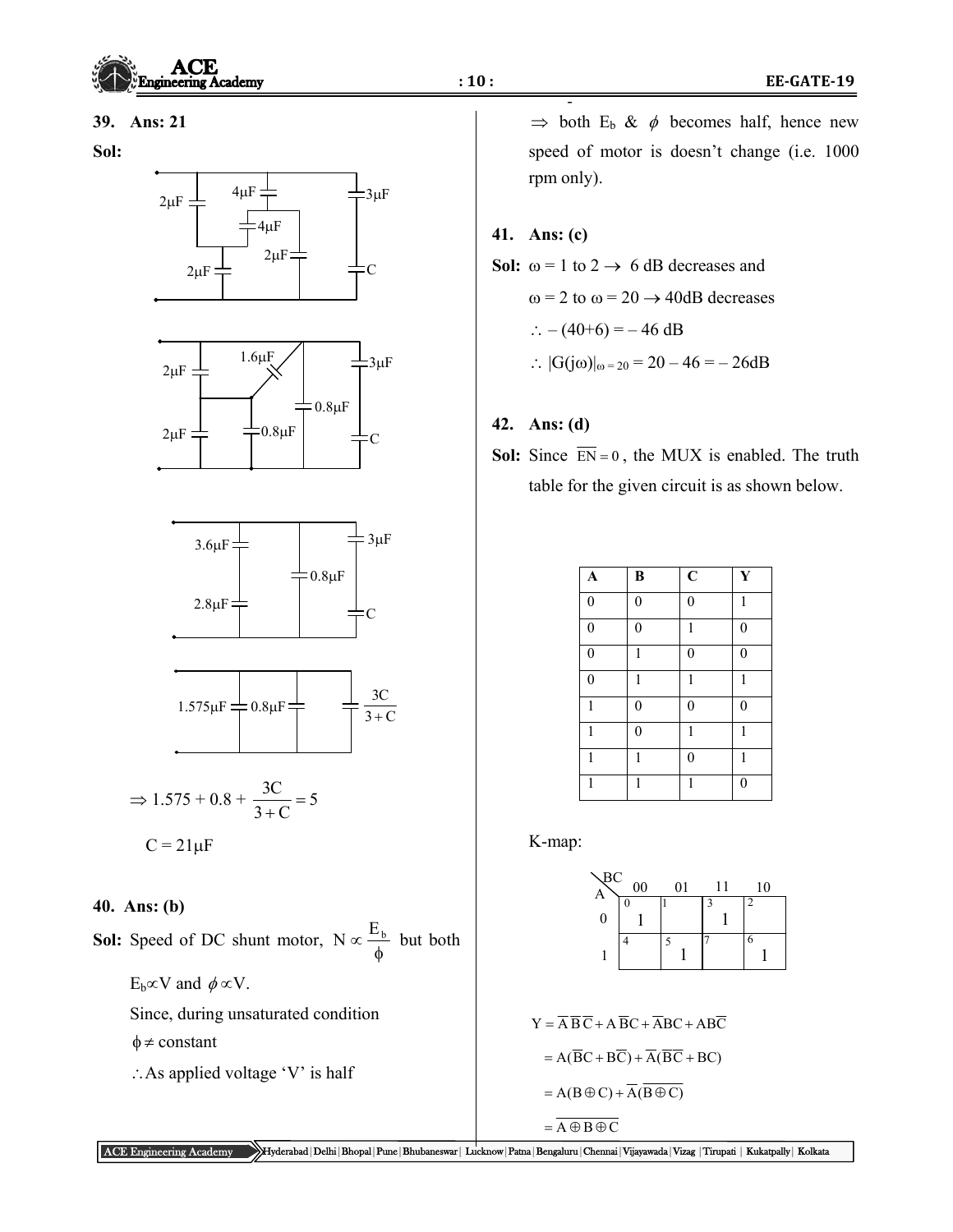**39. Ans: 21**

**Sol:**

2μF
4μF
3μF
4μF
2μF
2μF
C

1.6μF
2μF
3μF
0.8μF
2μF
0.8μF
C

3.6μF
3μF
0.8μF
2.8μF
C

1.575μF
0.8μF
$\frac{3C}{3+C}$

$$\Rightarrow 1.575 + 0.8 + \frac{3C}{3+C} = 5$$

$C = 21\mu F$

**40. Ans: (b)**

**Sol:** Speed of DC shunt motor, $N \propto \frac{E_b}{\phi}$ but both

$E_b \propto V$ and $\phi \propto V$.

Since, during unsaturated condition

$\phi \neq$ constant

$\therefore$ As applied voltage 'V' is half

$\Rightarrow$ both $E_b$ & $\phi$ becomes half, hence new speed of motor is doesn't change (i.e. 1000 rpm only).

**41. Ans: (c)**

**Sol:** $\omega = 1$ to $2 \rightarrow$ 6 dB decreases and

$\omega = 2$ to $\omega = 20 \rightarrow$ 40dB decreases

$\therefore -(40+6) = -46$ dB

$\therefore |G(j\omega)|_{\omega = 20} = 20 - 46 = -26$dB

**42. Ans: (d)**

**Sol:** Since $\overline{EN} = 0$, the MUX is enabled. The truth table for the given circuit is as shown below.

| A | B | C | Y |
|---|---|---|---|
| 0 | 0 | 0 | 1 |
| 0 | 0 | 1 | 0 |
| 0 | 1 | 0 | 0 |
| 0 | 1 | 1 | 1 |
| 1 | 0 | 0 | 0 |
| 1 | 0 | 1 | 1 |
| 1 | 1 | 0 | 1 |
| 1 | 1 | 1 | 0 |

K-map:

| A \ BC | 00 | 01 | 11 | 10 |
|---|---|---|---|---|
| 0 | 1 | | 1 | |
| 1 | | 1 | | 1 |

$$Y = \overline{A}\,\overline{B}\,\overline{C} + A\overline{B}C + \overline{A}BC + AB\overline{C}$$

$$= A(\overline{B}C + B\overline{C}) + \overline{A}(\overline{B}\,\overline{C} + BC)$$

$$= A(B \oplus C) + \overline{A}(\overline{B \oplus C})$$

$$= \overline{A \oplus B \oplus C}$$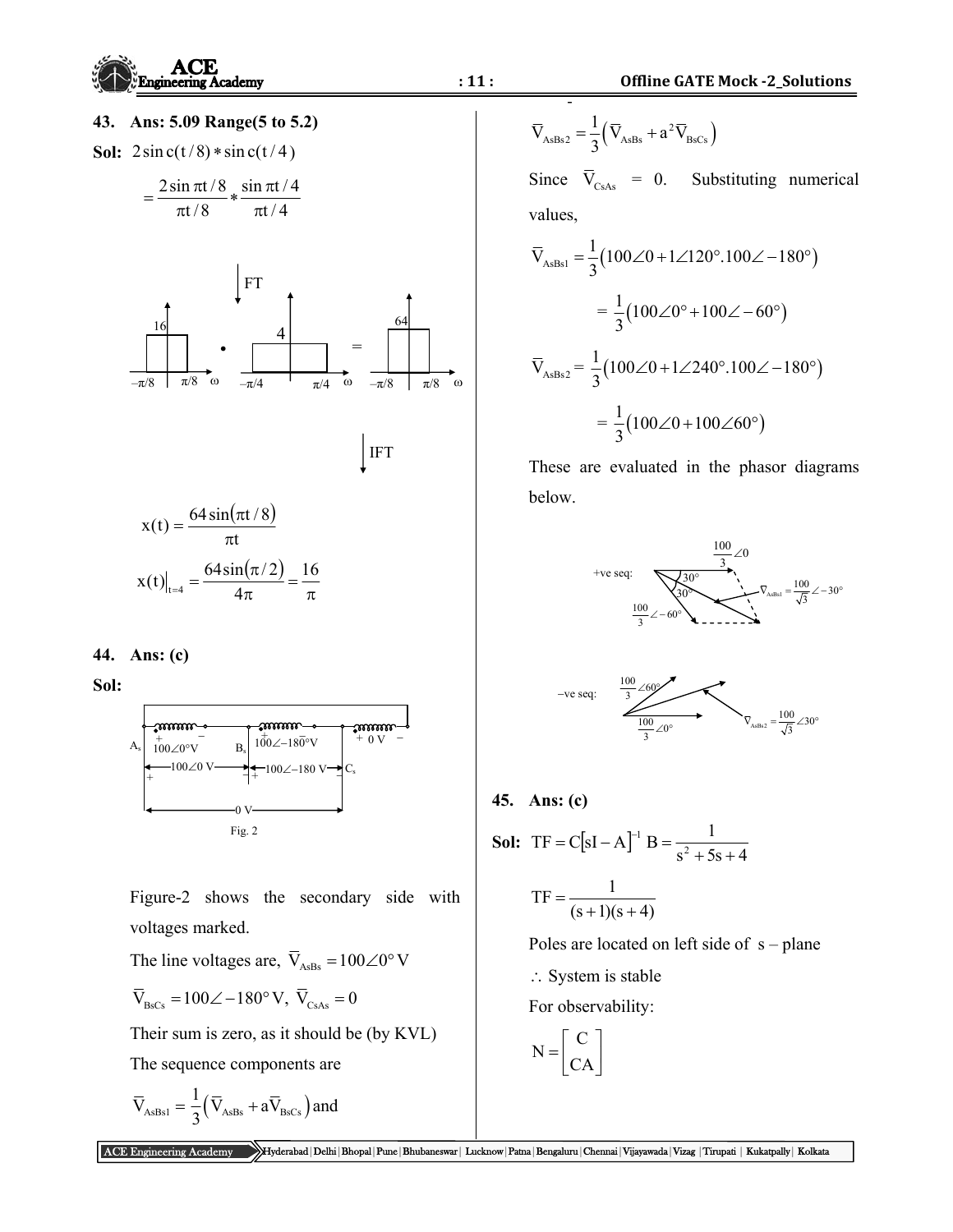**43. Ans: 5.09 Range(5 to 5.2)**

**Sol:** $2\,\text{sinc}(t/8) * \text{sinc}(t/4)$

$$= \frac{2\sin \pi t/8}{\pi t/8} * \frac{\sin \pi t/4}{\pi t/4}$$

FT

16 (from $-\pi/8$ to $\pi/8$, $\omega$) • 4 (from $-\pi/4$ to $\pi/4$, $\omega$) = 64 (from $-\pi/8$ to $\pi/8$, $\omega$)

IFT

$$x(t) = \frac{64\sin(\pi t/8)}{\pi t}$$

$$x(t)\big|_{t=4} = \frac{64\sin(\pi/2)}{4\pi} = \frac{16}{\pi}$$

**44. Ans: (c)**

**Sol:**

Fig. 2

Figure-2 shows the secondary side with voltages marked.

The line voltages are, $\bar{V}_{AsBs} = 100\angle 0°\text{ V}$

$\bar{V}_{BsCs} = 100\angle -180°\text{ V}$, $\bar{V}_{CsAs} = 0$

Their sum is zero, as it should be (by KVL)

The sequence components are

$$\bar{V}_{AsBs1} = \frac{1}{3}\left(\bar{V}_{AsBs} + a\bar{V}_{BsCs}\right) \text{ and}$$

$$\bar{V}_{AsBs2} = \frac{1}{3}\left(\bar{V}_{AsBs} + a^2\bar{V}_{BsCs}\right)$$

Since $\bar{V}_{CsAs}$ = 0. Substituting numerical values,

$$\bar{V}_{AsBs1} = \frac{1}{3}\left(100\angle 0 + 1\angle 120°.100\angle -180°\right)$$

$$= \frac{1}{3}\left(100\angle 0° + 100\angle -60°\right)$$

$$\bar{V}_{AsBs2} = \frac{1}{3}\left(100\angle 0 + 1\angle 240°.100\angle -180°\right)$$

$$= \frac{1}{3}\left(100\angle 0 + 100\angle 60°\right)$$

These are evaluated in the phasor diagrams below.

+ve seq: $\frac{100}{3}\angle 0$, $\frac{100}{3}\angle -60°$, $\bar{V}_{AsBs1} = \frac{100}{\sqrt{3}}\angle -30°$

–ve seq: $\frac{100}{3}\angle 60°$, $\frac{100}{3}\angle 0°$, $\bar{V}_{AsBs2} = \frac{100}{\sqrt{3}}\angle 30°$

**45. Ans: (c)**

**Sol:** $\text{TF} = C[sI - A]^{-1} B = \dfrac{1}{s^2 + 5s + 4}$

$$\text{TF} = \frac{1}{(s+1)(s+4)}$$

Poles are located on left side of s – plane

$\therefore$ System is stable

For observability:

$$N = \begin{bmatrix} C \\ CA \end{bmatrix}$$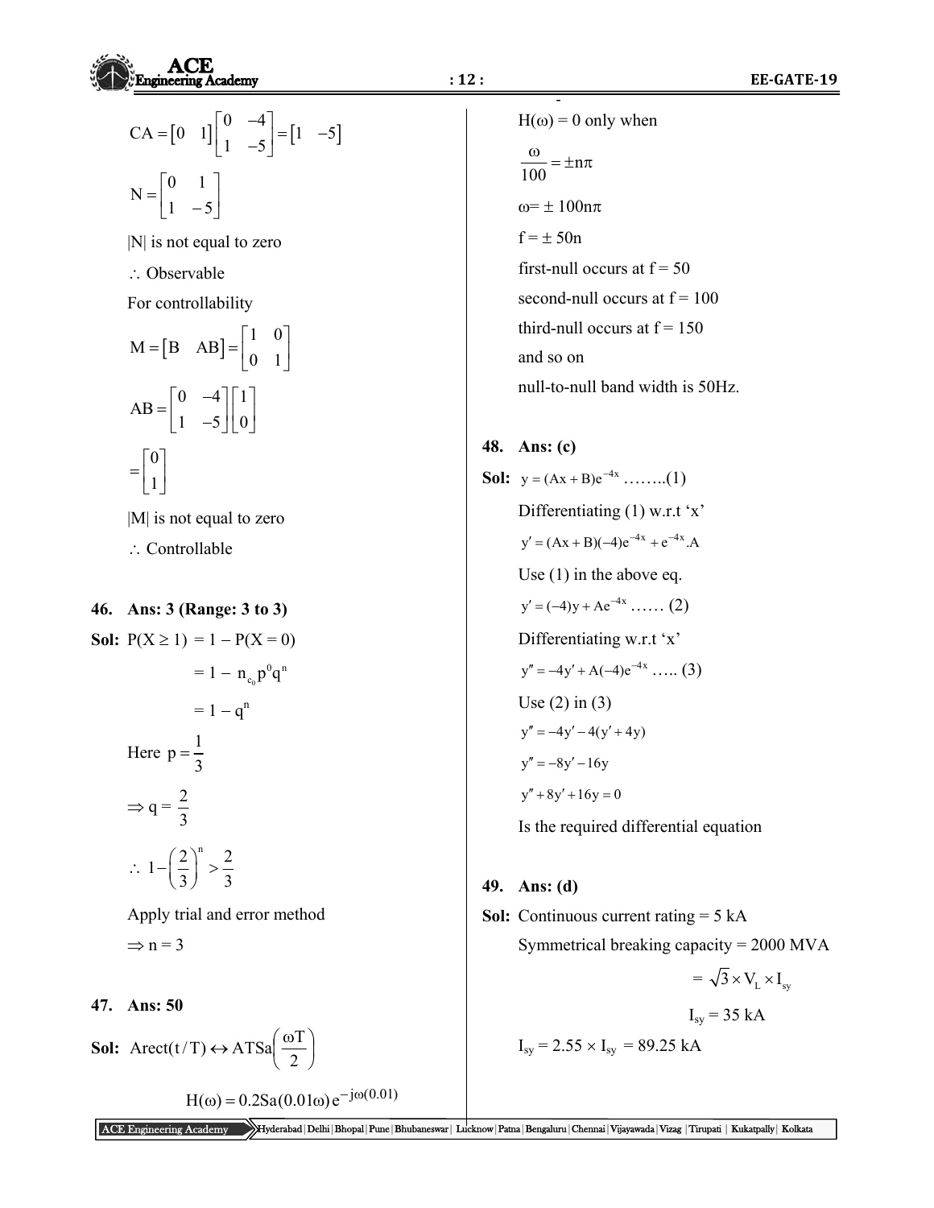$$CA = \begin{bmatrix} 0 & 1 \end{bmatrix} \begin{bmatrix} 0 & -4 \\ 1 & -5 \end{bmatrix} = \begin{bmatrix} 1 & -5 \end{bmatrix}$$

$$N = \begin{bmatrix} 0 & 1 \\ 1 & -5 \end{bmatrix}$$

|N| is not equal to zero

$\therefore$ Observable

For controllability

$$M = \begin{bmatrix} B & AB \end{bmatrix} = \begin{bmatrix} 1 & 0 \\ 0 & 1 \end{bmatrix}$$

$$AB = \begin{bmatrix} 0 & -4 \\ 1 & -5 \end{bmatrix} \begin{bmatrix} 1 \\ 0 \end{bmatrix}$$

$$= \begin{bmatrix} 0 \\ 1 \end{bmatrix}$$

|M| is not equal to zero

$\therefore$ Controllable

**46. Ans: 3 (Range: 3 to 3)**

**Sol:** $P(X \geq 1) = 1 - P(X = 0)$

$= 1 - n_{c_0} p^0 q^n$

$= 1 - q^n$

Here $p = \dfrac{1}{3}$

$\Rightarrow q = \dfrac{2}{3}$

$\therefore 1 - \left(\dfrac{2}{3}\right)^n > \dfrac{2}{3}$

Apply trial and error method

$\Rightarrow n = 3$

**47. Ans: 50**

**Sol:** $A\text{rect}(t/T) \leftrightarrow AT\text{Sa}\left(\dfrac{\omega T}{2}\right)$

$$H(\omega) = 0.2\text{Sa}(0.01\omega)e^{-j\omega(0.01)}$$

$H(\omega) = 0$ only when

$\dfrac{\omega}{100} = \pm n\pi$

$\omega = \pm 100n\pi$

$f = \pm 50n$

first-null occurs at f = 50

second-null occurs at f = 100

third-null occurs at f = 150

and so on

null-to-null band width is 50Hz.

**48. Ans: (c)**

**Sol:** $y = (Ax + B)e^{-4x}$ ……..(1)

Differentiating (1) w.r.t 'x'

$y' = (Ax + B)(-4)e^{-4x} + e^{-4x}.A$

Use (1) in the above eq.

$y' = (-4)y + Ae^{-4x}$ …… (2)

Differentiating w.r.t 'x'

$y'' = -4y' + A(-4)e^{-4x}$ ….. (3)

Use (2) in (3)

$y'' = -4y' - 4(y' + 4y)$

$y'' = -8y' - 16y$

$y'' + 8y' + 16y = 0$

Is the required differential equation

**49. Ans: (d)**

**Sol:** Continuous current rating = 5 kA

Symmetrical breaking capacity = 2000 MVA

$= \sqrt{3} \times V_L \times I_{sy}$

$I_{sy} = 35$ kA

$I_{sy} = 2.55 \times I_{sy} = 89.25$ kA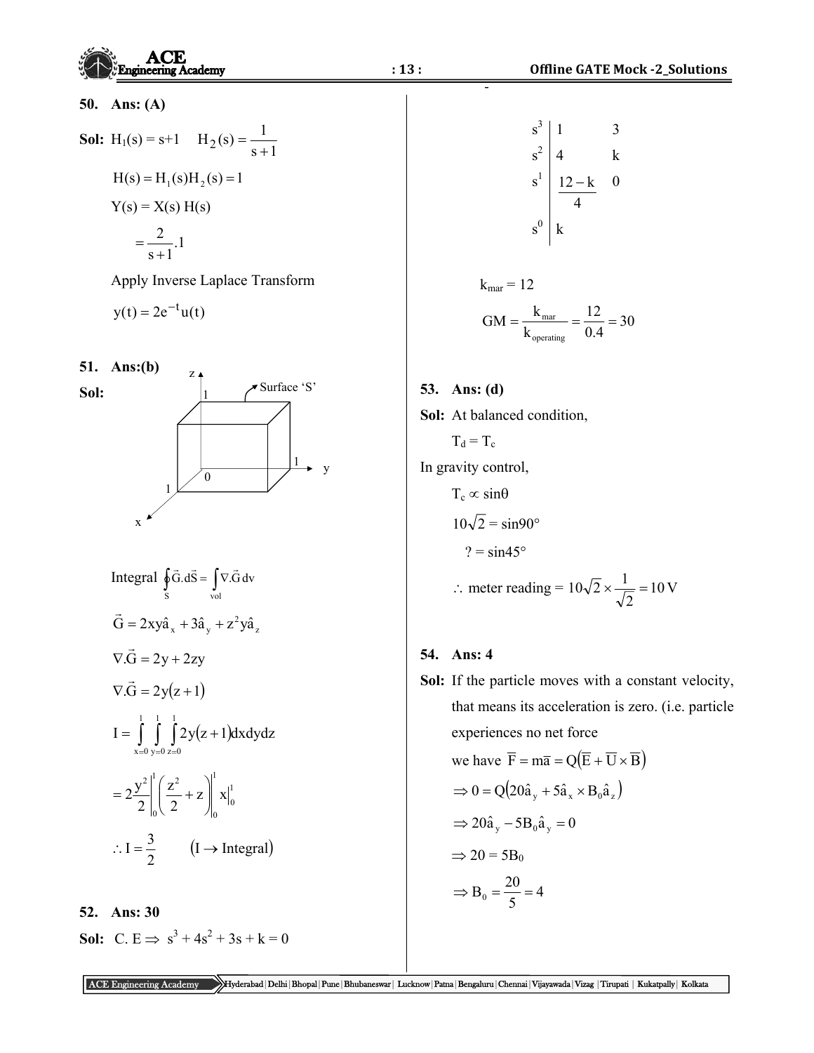**50. Ans: (A)**

**Sol:** $H_1(s) = s+1 \quad H_2(s) = \dfrac{1}{s+1}$

$$H(s) = H_1(s)H_2(s) = 1$$

$Y(s) = X(s)\,H(s)$

$$= \frac{2}{s+1}.1$$

Apply Inverse Laplace Transform

$$y(t) = 2e^{-t}u(t)$$

**51. Ans:(b)**

**Sol:**

(Figure: unit cube with vertex at origin 0, extending to 1 along x, y and z axes; Surface 'S')

Integral $\oint_S \vec{G}.d\vec{S} = \int_{vol} \nabla.\vec{G}\,dv$

$$\vec{G} = 2xy\hat{a}_x + 3\hat{a}_y + z^2y\hat{a}_z$$

$$\nabla.\vec{G} = 2y + 2zy$$

$$\nabla.\vec{G} = 2y(z+1)$$

$$I = \int_{x=0}^{1}\int_{y=0}^{1}\int_{z=0}^{1} 2y(z+1)dxdydz$$

$$= 2\frac{y^2}{2}\Big|_0^1 \left(\frac{z^2}{2}+z\right)\Big|_0^1 \; x\Big|_0^1$$

$$\therefore I = \frac{3}{2} \qquad (I \to \text{Integral})$$

**52. Ans: 30**

**Sol:** C. E $\Rightarrow$ $s^3 + 4s^2 + 3s + k = 0$

| | | |
|---|---|---|
| $s^3$ | 1 | 3 |
| $s^2$ | 4 | k |
| $s^1$ | $\dfrac{12-k}{4}$ | 0 |
| $s^0$ | k | |

$k_{mar} = 12$

$$GM = \frac{k_{mar}}{k_{operating}} = \frac{12}{0.4} = 30$$

**53. Ans: (d)**

**Sol:** At balanced condition,

$T_d = T_c$

In gravity control,

$T_c \propto \sin\theta$

$10\sqrt{2} = \sin 90°$

$? = \sin 45°$

$$\therefore \text{ meter reading} = 10\sqrt{2} \times \frac{1}{\sqrt{2}} = 10\,\text{V}$$

**54. Ans: 4**

**Sol:** If the particle moves with a constant velocity, that means its acceleration is zero. (i.e. particle experiences no net force

we have $\overline{F} = m\overline{a} = Q(\overline{E} + \overline{U} \times \overline{B})$

$$\Rightarrow 0 = Q(20\hat{a}_y + 5\hat{a}_x \times B_0\hat{a}_z)$$

$$\Rightarrow 20\hat{a}_y - 5B_0\hat{a}_y = 0$$

$$\Rightarrow 20 = 5B_0$$

$$\Rightarrow B_0 = \frac{20}{5} = 4$$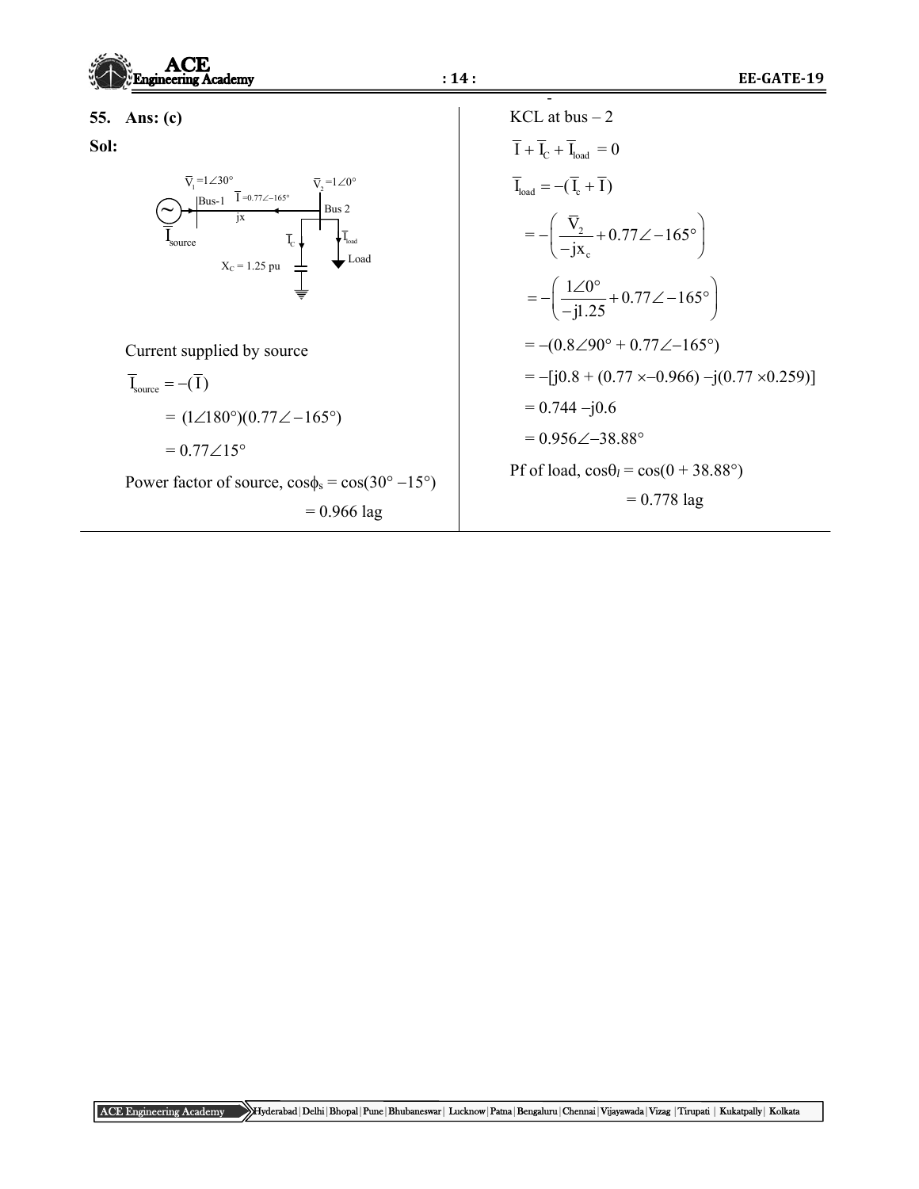**55. Ans: (c)**

**Sol:**

$\bar{V}_1 = 1\angle 30°$

$\bar{V}_2 = 1\angle 0°$

Bus-1

$\bar{I} = 0.77\angle -165°$

jx

Bus 2

$\bar{I}_{source}$

$\bar{I}_C$

$\bar{I}_{load}$

Load

$X_C = 1.25$ pu

Current supplied by source

$$\bar{I}_{source} = -(\bar{I})$$

$$= (1\angle 180°)(0.77\angle -165°)$$

$$= 0.77\angle 15°$$

Power factor of source, $\cos\phi_s = \cos(30° - 15°)$

$$= 0.966 \text{ lag}$$

KCL at bus – 2

$$\bar{I} + \bar{I}_C + \bar{I}_{load} = 0$$

$$\bar{I}_{load} = -(\bar{I}_c + \bar{I})$$

$$= -\left(\frac{\bar{V}_2}{-jx_c} + 0.77\angle -165°\right)$$

$$= -\left(\frac{1\angle 0°}{-j1.25} + 0.77\angle -165°\right)$$

$$= -(0.8\angle 90° + 0.77\angle -165°)$$

$$= -[j0.8 + (0.77 \times -0.966) - j(0.77 \times 0.259)]$$

$$= 0.744 - j0.6$$

$$= 0.956\angle -38.88°$$

Pf of load, $\cos\theta_l = \cos(0 + 38.88°)$

$$= 0.778 \text{ lag}$$